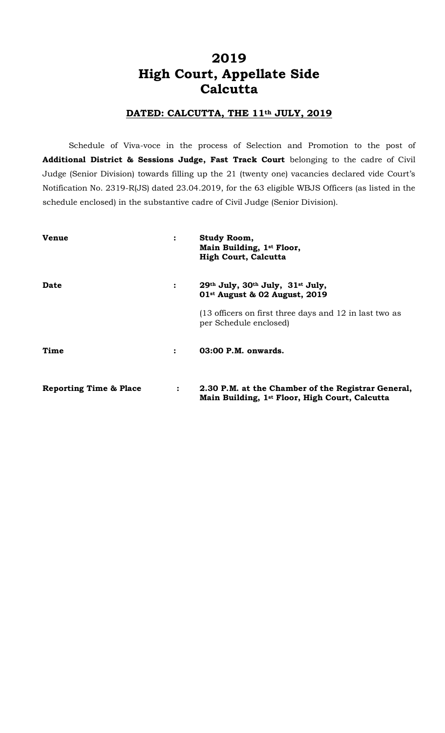# 2019
# High Court, Appellate Side
# Calcutta

**DATED: CALCUTTA, THE 11th JULY, 2019**

Schedule of Viva-voce in the process of Selection and Promotion to the post of **Additional District & Sessions Judge, Fast Track Court** belonging to the cadre of Civil Judge (Senior Division) towards filling up the 21 (twenty one) vacancies declared vide Court's Notification No. 2319-R(JS) dated 23.04.2019, for the 63 eligible WBJS Officers (as listed in the schedule enclosed) in the substantive cadre of Civil Judge (Senior Division).

| | | |
|---|---|---|
| **Venue** | : | **Study Room, Main Building, 1st Floor, High Court, Calcutta** |
| **Date** | : | **29th July, 30th July, 31st July, 01st August & 02 August, 2019**<br>(13 officers on first three days and 12 in last two as per Schedule enclosed) |
| **Time** | : | **03:00 P.M. onwards.** |
| **Reporting Time & Place** | : | **2.30 P.M. at the Chamber of the Registrar General, Main Building, 1st Floor, High Court, Calcutta** |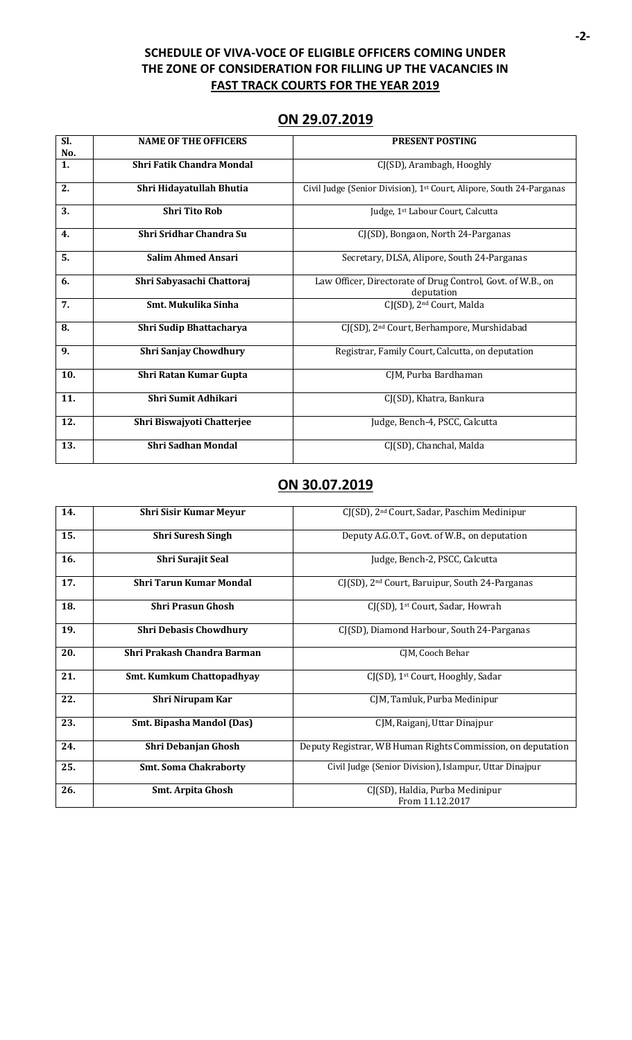## SCHEDULE OF VIVA-VOCE OF ELIGIBLE OFFICERS COMING UNDER THE ZONE OF CONSIDERATION FOR FILLING UP THE VACANCIES IN FAST TRACK COURTS FOR THE YEAR 2019

### ON 29.07.2019

| Sl. No. | NAME OF THE OFFICERS | PRESENT POSTING |
|---|---|---|
| 1. | Shri Fatik Chandra Mondal | CJ(SD), Arambagh, Hooghly |
| 2. | Shri Hidayatullah Bhutia | Civil Judge (Senior Division), 1st Court, Alipore, South 24-Parganas |
| 3. | Shri Tito Rob | Judge, 1st Labour Court, Calcutta |
| 4. | Shri Sridhar Chandra Su | CJ(SD), Bongaon, North 24-Parganas |
| 5. | Salim Ahmed Ansari | Secretary, DLSA, Alipore, South 24-Parganas |
| 6. | Shri Sabyasachi Chattoraj | Law Officer, Directorate of Drug Control, Govt. of W.B., on deputation |
| 7. | Smt. Mukulika Sinha | CJ(SD), 2nd Court, Malda |
| 8. | Shri Sudip Bhattacharya | CJ(SD), 2nd Court, Berhampore, Murshidabad |
| 9. | Shri Sanjay Chowdhury | Registrar, Family Court, Calcutta, on deputation |
| 10. | Shri Ratan Kumar Gupta | CJM, Purba Bardhaman |
| 11. | Shri Sumit Adhikari | CJ(SD), Khatra, Bankura |
| 12. | Shri Biswajyoti Chatterjee | Judge, Bench-4, PSCC, Calcutta |
| 13. | Shri Sadhan Mondal | CJ(SD), Chanchal, Malda |

### ON 30.07.2019

| Sl. No. | NAME OF THE OFFICERS | PRESENT POSTING |
|---|---|---|
| 14. | Shri Sisir Kumar Meyur | CJ(SD), 2nd Court, Sadar, Paschim Medinipur |
| 15. | Shri Suresh Singh | Deputy A.G.O.T., Govt. of W.B., on deputation |
| 16. | Shri Surajit Seal | Judge, Bench-2, PSCC, Calcutta |
| 17. | Shri Tarun Kumar Mondal | CJ(SD), 2nd Court, Baruipur, South 24-Parganas |
| 18. | Shri Prasun Ghosh | CJ(SD), 1st Court, Sadar, Howrah |
| 19. | Shri Debasis Chowdhury | CJ(SD), Diamond Harbour, South 24-Parganas |
| 20. | Shri Prakash Chandra Barman | CJM, Cooch Behar |
| 21. | Smt. Kumkum Chattopadhyay | CJ(SD), 1st Court, Hooghly, Sadar |
| 22. | Shri Nirupam Kar | CJM, Tamluk, Purba Medinipur |
| 23. | Smt. Bipasha Mandol (Das) | CJM, Raiganj, Uttar Dinajpur |
| 24. | Shri Debanjan Ghosh | Deputy Registrar, WB Human Rights Commission, on deputation |
| 25. | Smt. Soma Chakraborty | Civil Judge (Senior Division), Islampur, Uttar Dinajpur |
| 26. | Smt. Arpita Ghosh | CJ(SD), Haldia, Purba Medinipur From 11.12.2017 |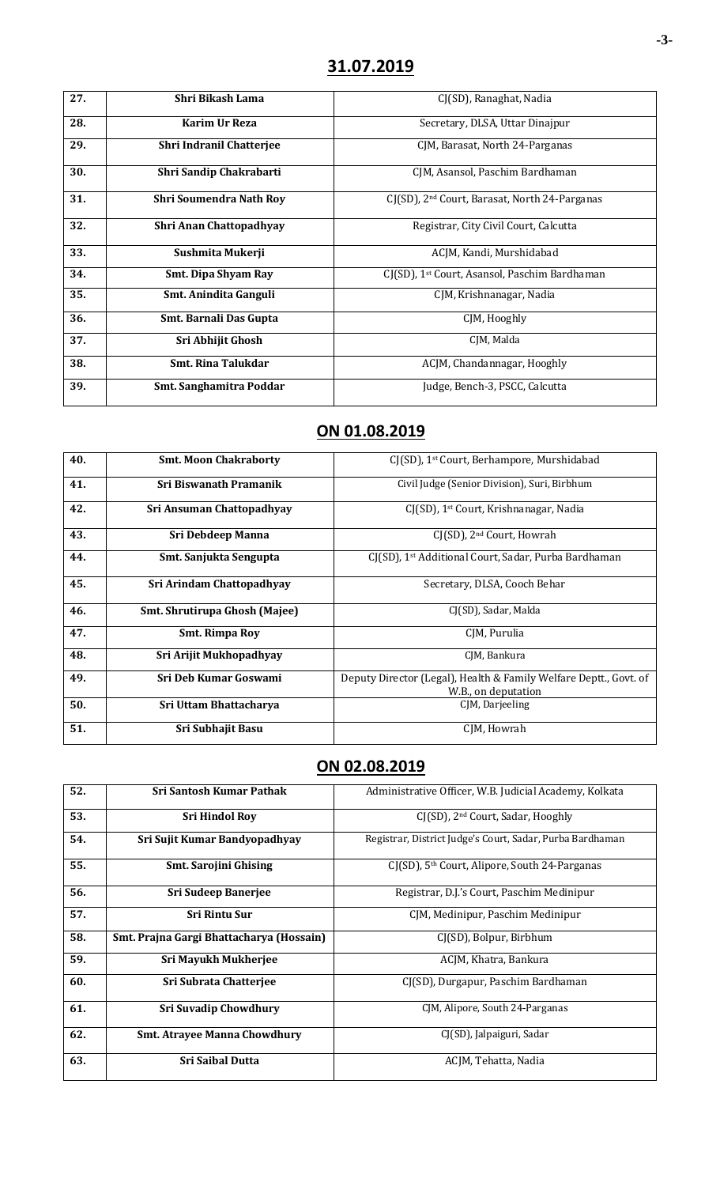## 31.07.2019

| | | |
|---|---|---|
| 27. | Shri Bikash Lama | CJ(SD), Ranaghat, Nadia |
| 28. | Karim Ur Reza | Secretary, DLSA, Uttar Dinajpur |
| 29. | Shri Indranil Chatterjee | CJM, Barasat, North 24-Parganas |
| 30. | Shri Sandip Chakrabarti | CJM, Asansol, Paschim Bardhaman |
| 31. | Shri Soumendra Nath Roy | CJ(SD), 2nd Court, Barasat, North 24-Parganas |
| 32. | Shri Anan Chattopadhyay | Registrar, City Civil Court, Calcutta |
| 33. | Sushmita Mukerji | ACJM, Kandi, Murshidabad |
| 34. | Smt. Dipa Shyam Ray | CJ(SD), 1st Court, Asansol, Paschim Bardhaman |
| 35. | Smt. Anindita Ganguli | CJM, Krishnanagar, Nadia |
| 36. | Smt. Barnali Das Gupta | CJM, Hooghly |
| 37. | Sri Abhijit Ghosh | CJM, Malda |
| 38. | Smt. Rina Talukdar | ACJM, Chandannagar, Hooghly |
| 39. | Smt. Sanghamitra Poddar | Judge, Bench-3, PSCC, Calcutta |

## ON 01.08.2019

| | | |
|---|---|---|
| 40. | Smt. Moon Chakraborty | CJ(SD), 1st Court, Berhampore, Murshidabad |
| 41. | Sri Biswanath Pramanik | Civil Judge (Senior Division), Suri, Birbhum |
| 42. | Sri Ansuman Chattopadhyay | CJ(SD), 1st Court, Krishnanagar, Nadia |
| 43. | Sri Debdeep Manna | CJ(SD), 2nd Court, Howrah |
| 44. | Smt. Sanjukta Sengupta | CJ(SD), 1st Additional Court, Sadar, Purba Bardhaman |
| 45. | Sri Arindam Chattopadhyay | Secretary, DLSA, Cooch Behar |
| 46. | Smt. Shrutirupa Ghosh (Majee) | CJ(SD), Sadar, Malda |
| 47. | Smt. Rimpa Roy | CJM, Purulia |
| 48. | Sri Arijit Mukhopadhyay | CJM, Bankura |
| 49. | Sri Deb Kumar Goswami | Deputy Director (Legal), Health & Family Welfare Deptt., Govt. of W.B., on deputation |
| 50. | Sri Uttam Bhattacharya | CJM, Darjeeling |
| 51. | Sri Subhajit Basu | CJM, Howrah |

## ON 02.08.2019

| | | |
|---|---|---|
| 52. | Sri Santosh Kumar Pathak | Administrative Officer, W.B. Judicial Academy, Kolkata |
| 53. | Sri Hindol Roy | CJ(SD), 2nd Court, Sadar, Hooghly |
| 54. | Sri Sujit Kumar Bandyopadhyay | Registrar, District Judge's Court, Sadar, Purba Bardhaman |
| 55. | Smt. Sarojini Ghising | CJ(SD), 5th Court, Alipore, South 24-Parganas |
| 56. | Sri Sudeep Banerjee | Registrar, D.J.'s Court, Paschim Medinipur |
| 57. | Sri Rintu Sur | CJM, Medinipur, Paschim Medinipur |
| 58. | Smt. Prajna Gargi Bhattacharya (Hossain) | CJ(SD), Bolpur, Birbhum |
| 59. | Sri Mayukh Mukherjee | ACJM, Khatra, Bankura |
| 60. | Sri Subrata Chatterjee | CJ(SD), Durgapur, Paschim Bardhaman |
| 61. | Sri Suvadip Chowdhury | CJM, Alipore, South 24-Parganas |
| 62. | Smt. Atrayee Manna Chowdhury | CJ(SD), Jalpaiguri, Sadar |
| 63. | Sri Saibal Dutta | ACJM, Tehatta, Nadia |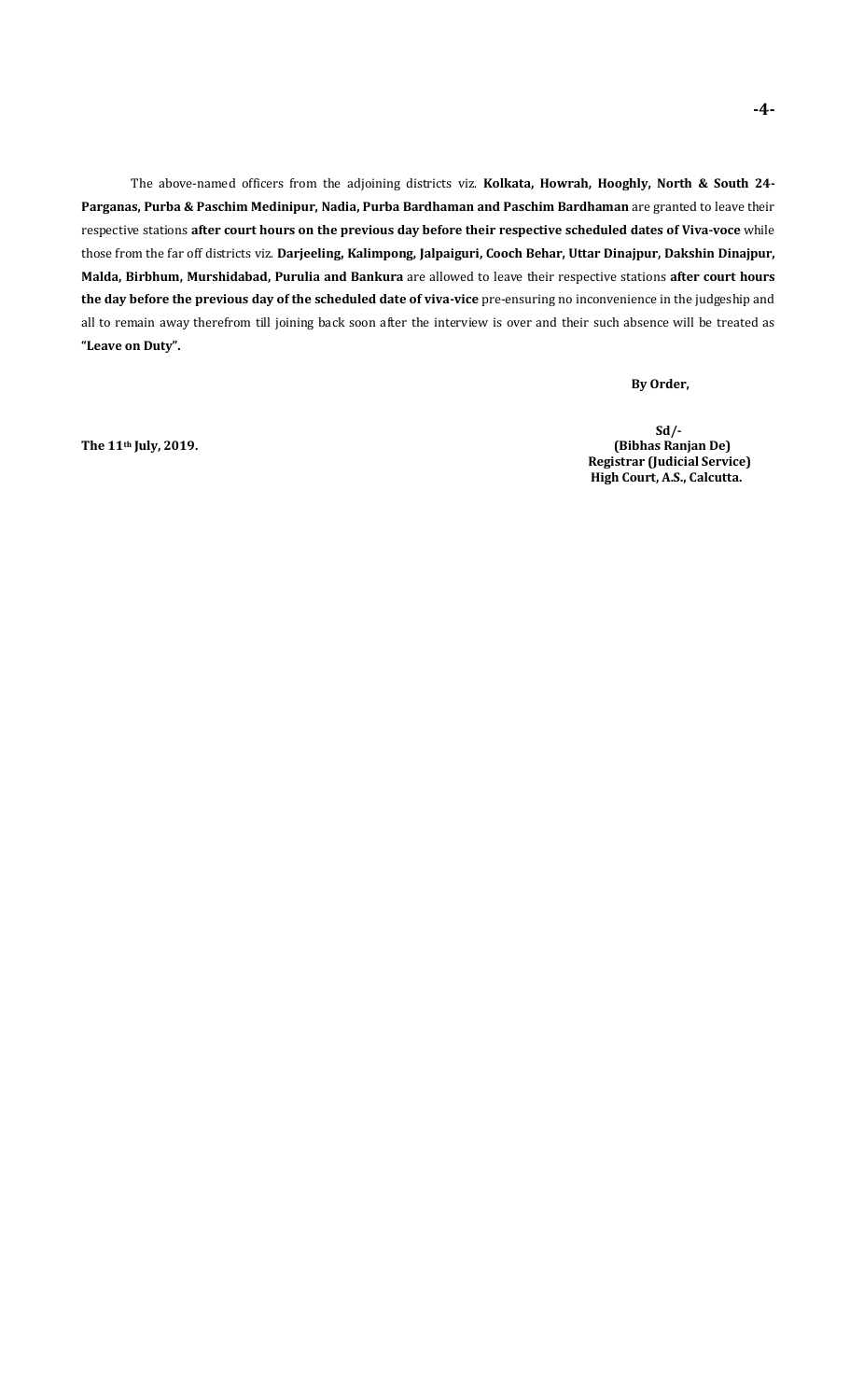The above-named officers from the adjoining districts viz. **Kolkata, Howrah, Hooghly, North & South 24-Parganas, Purba & Paschim Medinipur, Nadia, Purba Bardhaman and Paschim Bardhaman** are granted to leave their respective stations **after court hours on the previous day before their respective scheduled dates of Viva-voce** while those from the far off districts viz. **Darjeeling, Kalimpong, Jalpaiguri, Cooch Behar, Uttar Dinajpur, Dakshin Dinajpur, Malda, Birbhum, Murshidabad, Purulia and Bankura** are allowed to leave their respective stations **after court hours the day before the previous day of the scheduled date of viva-vice** pre-ensuring no inconvenience in the judgeship and all to remain away therefrom till joining back soon after the interview is over and their such absence will be treated as **"Leave on Duty".**

**By Order,**

**Sd/-**
**(Bibhas Ranjan De)**
**Registrar (Judicial Service)**
**High Court, A.S., Calcutta.**

**The 11th July, 2019.**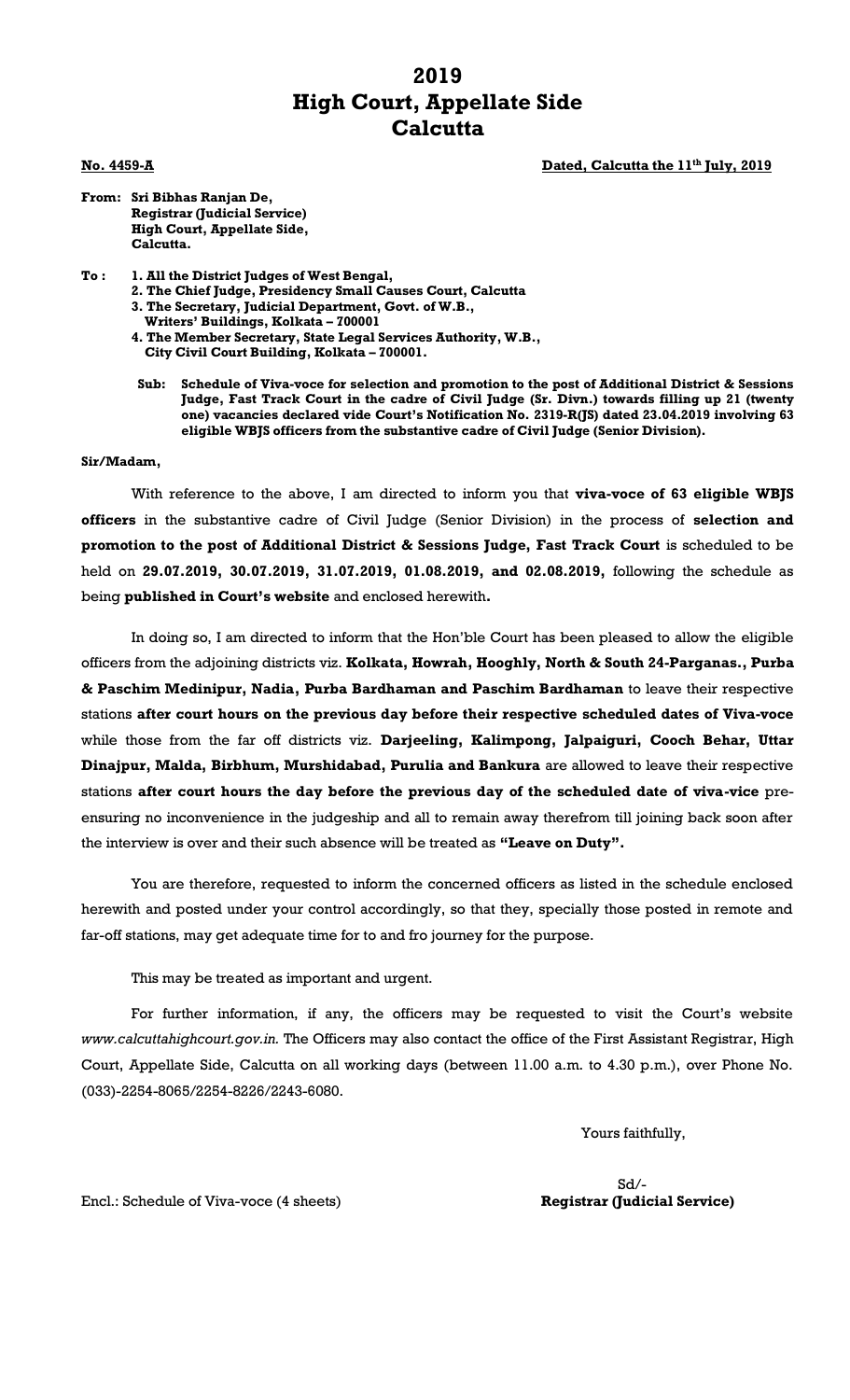# 2019
# High Court, Appellate Side
# Calcutta

**No. 4459-A** **Dated, Calcutta the 11th July, 2019**

**From: Sri Bibhas Ranjan De,**
**Registrar (Judicial Service)**
**High Court, Appellate Side,**
**Calcutta.**

**To :**
**1. All the District Judges of West Bengal,**
**2. The Chief Judge, Presidency Small Causes Court, Calcutta**
**3. The Secretary, Judicial Department, Govt. of W.B., Writers' Buildings, Kolkata – 700001**
**4. The Member Secretary, State Legal Services Authority, W.B., City Civil Court Building, Kolkata – 700001.**

**Sub: Schedule of Viva-voce for selection and promotion to the post of Additional District & Sessions Judge, Fast Track Court in the cadre of Civil Judge (Sr. Divn.) towards filling up 21 (twenty one) vacancies declared vide Court's Notification No. 2319-R(JS) dated 23.04.2019 involving 63 eligible WBJS officers from the substantive cadre of Civil Judge (Senior Division).**

**Sir/Madam,**

With reference to the above, I am directed to inform you that **viva-voce of 63 eligible WBJS officers** in the substantive cadre of Civil Judge (Senior Division) in the process of **selection and promotion to the post of Additional District & Sessions Judge, Fast Track Court** is scheduled to be held on **29.07.2019, 30.07.2019, 31.07.2019, 01.08.2019, and 02.08.2019,** following the schedule as being **published in Court's website** and enclosed herewith**.**

In doing so, I am directed to inform that the Hon'ble Court has been pleased to allow the eligible officers from the adjoining districts viz. **Kolkata, Howrah, Hooghly, North & South 24-Parganas., Purba & Paschim Medinipur, Nadia, Purba Bardhaman and Paschim Bardhaman** to leave their respective stations **after court hours on the previous day before their respective scheduled dates of Viva-voce** while those from the far off districts viz. **Darjeeling, Kalimpong, Jalpaiguri, Cooch Behar, Uttar Dinajpur, Malda, Birbhum, Murshidabad, Purulia and Bankura** are allowed to leave their respective stations **after court hours the day before the previous day of the scheduled date of viva-vice** pre-ensuring no inconvenience in the judgeship and all to remain away therefrom till joining back soon after the interview is over and their such absence will be treated as **"Leave on Duty".**

You are therefore, requested to inform the concerned officers as listed in the schedule enclosed herewith and posted under your control accordingly, so that they, specially those posted in remote and far-off stations, may get adequate time for to and fro journey for the purpose.

This may be treated as important and urgent.

For further information, if any, the officers may be requested to visit the Court's website *www.calcuttahighcourt.gov.in.* The Officers may also contact the office of the First Assistant Registrar, High Court, Appellate Side, Calcutta on all working days (between 11.00 a.m. to 4.30 p.m.), over Phone No. (033)-2254-8065/2254-8226/2243-6080.

Yours faithfully,

Sd/-
**Registrar (Judicial Service)**

Encl.: Schedule of Viva-voce (4 sheets)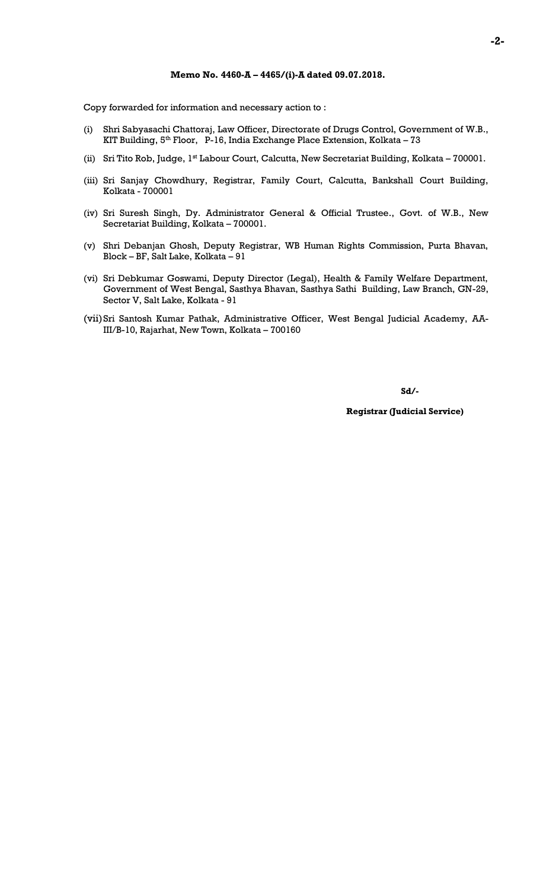**Memo No. 4460-A – 4465/(i)-A dated 09.07.2018.**

Copy forwarded for information and necessary action to :

(i) Shri Sabyasachi Chattoraj, Law Officer, Directorate of Drugs Control, Government of W.B., KIT Building, 5th Floor, P-16, India Exchange Place Extension, Kolkata – 73

(ii) Sri Tito Rob, Judge, 1st Labour Court, Calcutta, New Secretariat Building, Kolkata – 700001.

(iii) Sri Sanjay Chowdhury, Registrar, Family Court, Calcutta, Bankshall Court Building, Kolkata - 700001

(iv) Sri Suresh Singh, Dy. Administrator General & Official Trustee., Govt. of W.B., New Secretariat Building, Kolkata – 700001.

(v) Shri Debanjan Ghosh, Deputy Registrar, WB Human Rights Commission, Purta Bhavan, Block – BF, Salt Lake, Kolkata – 91

(vi) Sri Debkumar Goswami, Deputy Director (Legal), Health & Family Welfare Department, Government of West Bengal, Sasthya Bhavan, Sasthya Sathi Building, Law Branch, GN-29, Sector V, Salt Lake, Kolkata - 91

(vii) Sri Santosh Kumar Pathak, Administrative Officer, West Bengal Judicial Academy, AA-III/B-10, Rajarhat, New Town, Kolkata – 700160

**Sd/-**

**Registrar (Judicial Service)**